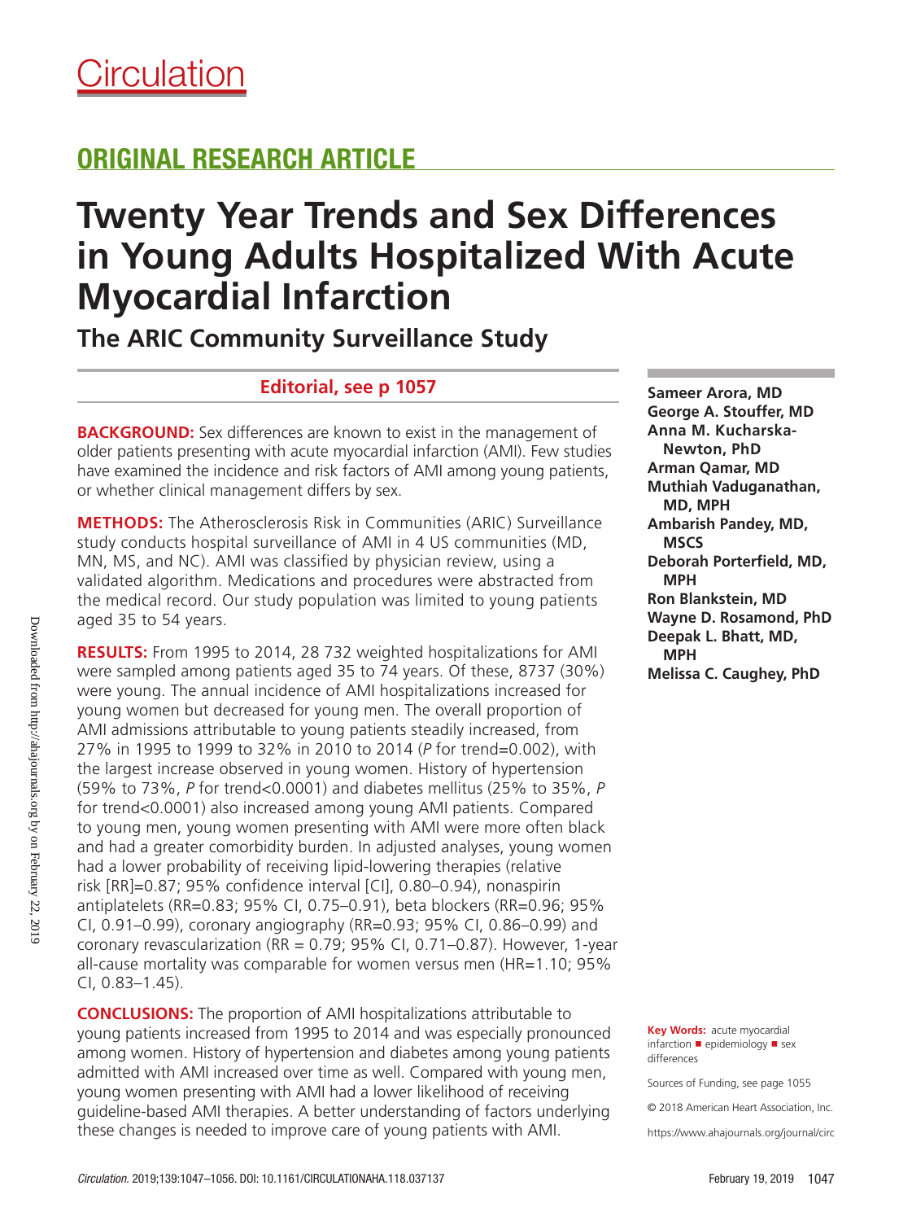Circulation

## ORIGINAL RESEARCH ARTICLE

# Twenty Year Trends and Sex Differences in Young Adults Hospitalized With Acute Myocardial Infarction

## The ARIC Community Surveillance Study

**Editorial, see p 1057**

**Sameer Arora, MD**
**George A. Stouffer, MD**
**Anna M. Kucharska-Newton, PhD**
**Arman Qamar, MD**
**Muthiah Vaduganathan, MD, MPH**
**Ambarish Pandey, MD, MSCS**
**Deborah Porterfield, MD, MPH**
**Ron Blankstein, MD**
**Wayne D. Rosamond, PhD**
**Deepak L. Bhatt, MD, MPH**
**Melissa C. Caughey, PhD**

**BACKGROUND:** Sex differences are known to exist in the management of older patients presenting with acute myocardial infarction (AMI). Few studies have examined the incidence and risk factors of AMI among young patients, or whether clinical management differs by sex.

**METHODS:** The Atherosclerosis Risk in Communities (ARIC) Surveillance study conducts hospital surveillance of AMI in 4 US communities (MD, MN, MS, and NC). AMI was classified by physician review, using a validated algorithm. Medications and procedures were abstracted from the medical record. Our study population was limited to young patients aged 35 to 54 years.

**RESULTS:** From 1995 to 2014, 28 732 weighted hospitalizations for AMI were sampled among patients aged 35 to 74 years. Of these, 8737 (30%) were young. The annual incidence of AMI hospitalizations increased for young women but decreased for young men. The overall proportion of AMI admissions attributable to young patients steadily increased, from 27% in 1995 to 1999 to 32% in 2010 to 2014 (*P* for trend=0.002), with the largest increase observed in young women. History of hypertension (59% to 73%, *P* for trend<0.0001) and diabetes mellitus (25% to 35%, *P* for trend<0.0001) also increased among young AMI patients. Compared to young men, young women presenting with AMI were more often black and had a greater comorbidity burden. In adjusted analyses, young women had a lower probability of receiving lipid-lowering therapies (relative risk [RR]=0.87; 95% confidence interval [CI], 0.80–0.94), nonaspirin antiplatelets (RR=0.83; 95% CI, 0.75–0.91), beta blockers (RR=0.96; 95% CI, 0.91–0.99), coronary angiography (RR=0.93; 95% CI, 0.86–0.99) and coronary revascularization (RR = 0.79; 95% CI, 0.71–0.87). However, 1-year all-cause mortality was comparable for women versus men (HR=1.10; 95% CI, 0.83–1.45).

**CONCLUSIONS:** The proportion of AMI hospitalizations attributable to young patients increased from 1995 to 2014 and was especially pronounced among women. History of hypertension and diabetes among young patients admitted with AMI increased over time as well. Compared with young men, young women presenting with AMI had a lower likelihood of receiving guideline-based AMI therapies. A better understanding of factors underlying these changes is needed to improve care of young patients with AMI.

**Key Words:** acute myocardial infarction ■ epidemiology ■ sex differences

Sources of Funding, see page 1055

© 2018 American Heart Association, Inc.

https://www.ahajournals.org/journal/circ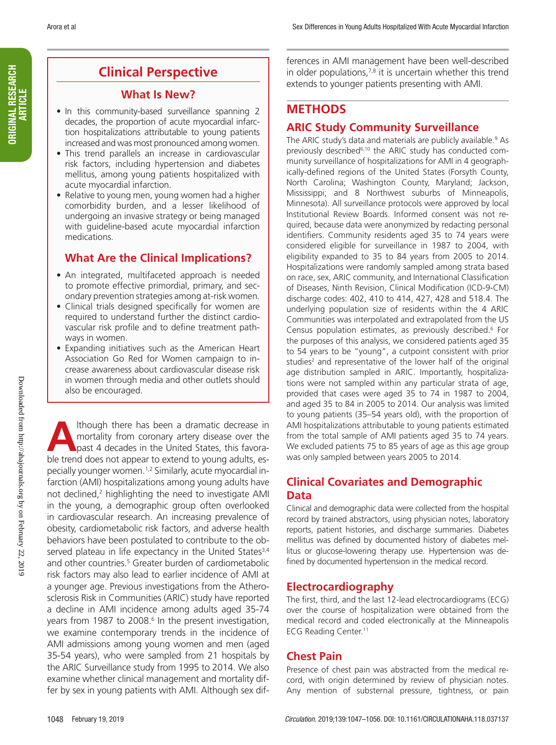## Clinical Perspective

### What Is New?

- In this community-based surveillance spanning 2 decades, the proportion of acute myocardial infarction hospitalizations attributable to young patients increased and was most pronounced among women.
- This trend parallels an increase in cardiovascular risk factors, including hypertension and diabetes mellitus, among young patients hospitalized with acute myocardial infarction.
- Relative to young men, young women had a higher comorbidity burden, and a lesser likelihood of undergoing an invasive strategy or being managed with guideline-based acute myocardial infarction medications.

### What Are the Clinical Implications?

- An integrated, multifaceted approach is needed to promote effective primordial, primary, and secondary prevention strategies among at-risk women.
- Clinical trials designed specifically for women are required to understand further the distinct cardiovascular risk profile and to define treatment pathways in women.
- Expanding initiatives such as the American Heart Association Go Red for Women campaign to increase awareness about cardiovascular disease risk in women through media and other outlets should also be encouraged.

Although there has been a dramatic decrease in mortality from coronary artery disease over the past 4 decades in the United States, this favorable trend does not appear to extend to young adults, especially younger women.[1,2] Similarly, acute myocardial infarction (AMI) hospitalizations among young adults have not declined,[2] highlighting the need to investigate AMI in the young, a demographic group often overlooked in cardiovascular research. An increasing prevalence of obesity, cardiometabolic risk factors, and adverse health behaviors have been postulated to contribute to the observed plateau in life expectancy in the United States[3,4] and other countries.[5] Greater burden of cardiometabolic risk factors may also lead to earlier incidence of AMI at a younger age. Previous investigations from the Atherosclerosis Risk in Communities (ARIC) study have reported a decline in AMI incidence among adults aged 35-74 years from 1987 to 2008.[6] In the present investigation, we examine contemporary trends in the incidence of AMI admissions among young women and men (aged 35-54 years), who were sampled from 21 hospitals by the ARIC Surveillance study from 1995 to 2014. We also examine whether clinical management and mortality differ by sex in young patients with AMI. Although sex differences in AMI management have been well-described in older populations,[7,8] it is uncertain whether this trend extends to younger patients presenting with AMI.

## METHODS

### ARIC Study Community Surveillance

The ARIC study's data and materials are publicly available.[9] As previously described[6,10] the ARIC study has conducted community surveillance of hospitalizations for AMI in 4 geographically-defined regions of the United States (Forsyth County, North Carolina; Washington County, Maryland; Jackson, Mississippi; and 8 Northwest suburbs of Minneapolis, Minnesota). All surveillance protocols were approved by local Institutional Review Boards. Informed consent was not required, because data were anonymized by redacting personal identifiers. Community residents aged 35 to 74 years were considered eligible for surveillance in 1987 to 2004, with eligibility expanded to 35 to 84 years from 2005 to 2014. Hospitalizations were randomly sampled among strata based on race, sex, ARIC community, and International Classification of Diseases, Ninth Revision, Clinical Modification (ICD-9-CM) discharge codes: 402, 410 to 414, 427, 428 and 518.4. The underlying population size of residents within the 4 ARIC Communities was interpolated and extrapolated from the US Census population estimates, as previously described.[6] For the purposes of this analysis, we considered patients aged 35 to 54 years to be "young", a cutpoint consistent with prior studies[2] and representative of the lower half of the original age distribution sampled in ARIC. Importantly, hospitalizations were not sampled within any particular strata of age, provided that cases were aged 35 to 74 in 1987 to 2004, and aged 35 to 84 in 2005 to 2014. Our analysis was limited to young patients (35–54 years old), with the proportion of AMI hospitalizations attributable to young patients estimated from the total sample of AMI patients aged 35 to 74 years. We excluded patients 75 to 85 years of age as this age group was only sampled between years 2005 to 2014.

### Clinical Covariates and Demographic Data

Clinical and demographic data were collected from the hospital record by trained abstractors, using physician notes, laboratory reports, patient histories, and discharge summaries. Diabetes mellitus was defined by documented history of diabetes mellitus or glucose-lowering therapy use. Hypertension was defined by documented hypertension in the medical record.

### Electrocardiography

The first, third, and the last 12-lead electrocardiograms (ECG) over the course of hospitalization were obtained from the medical record and coded electronically at the Minneapolis ECG Reading Center.[11]

### Chest Pain

Presence of chest pain was abstracted from the medical record, with origin determined by review of physician notes. Any mention of substernal pressure, tightness, or pain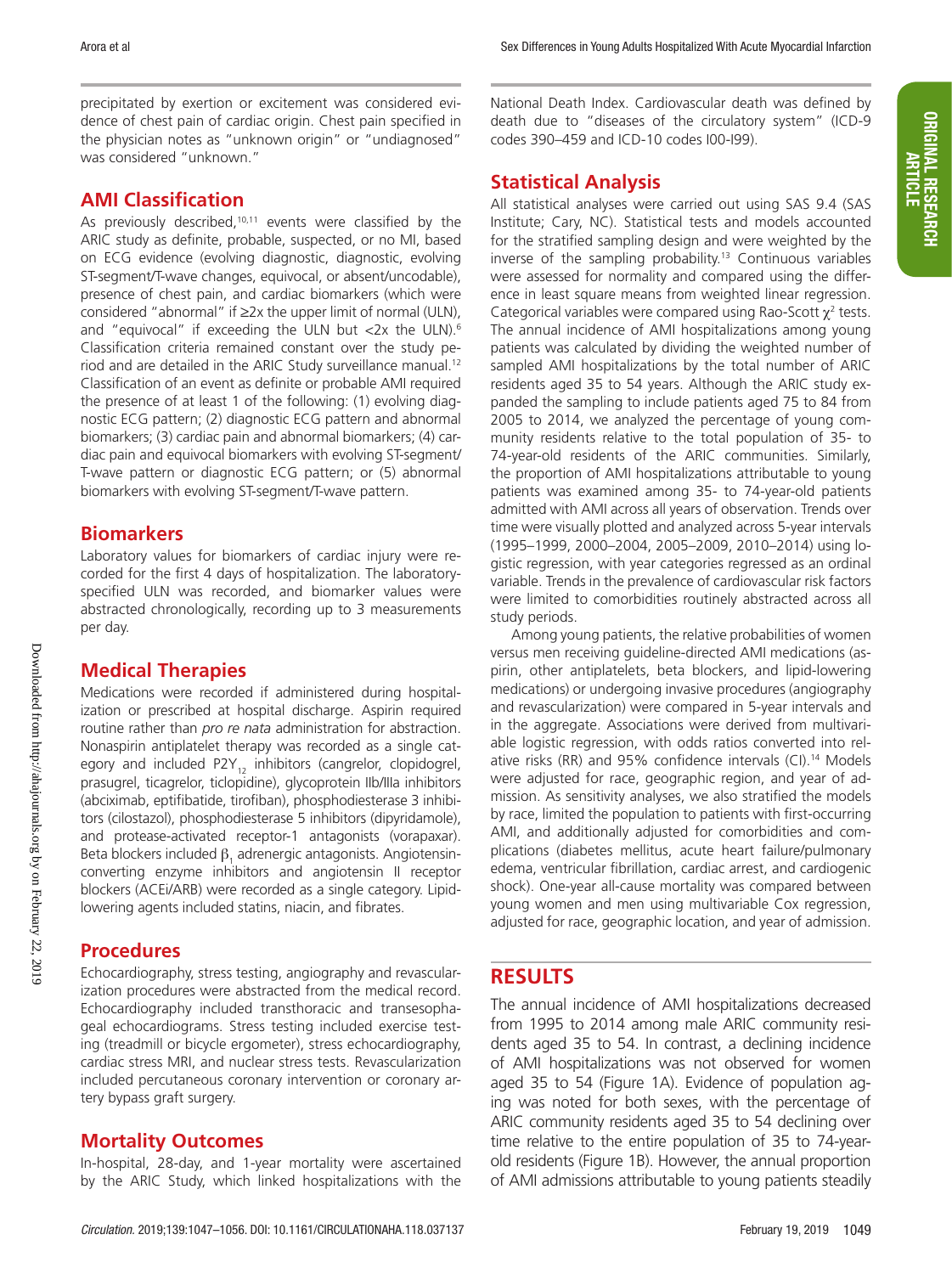precipitated by exertion or excitement was considered evidence of chest pain of cardiac origin. Chest pain specified in the physician notes as "unknown origin" or "undiagnosed" was considered "unknown."

## AMI Classification

As previously described,[10,11] events were classified by the ARIC study as definite, probable, suspected, or no MI, based on ECG evidence (evolving diagnostic, diagnostic, evolving ST-segment/T-wave changes, equivocal, or absent/uncodable), presence of chest pain, and cardiac biomarkers (which were considered "abnormal" if ≥2x the upper limit of normal (ULN), and "equivocal" if exceeding the ULN but <2x the ULN).[6] Classification criteria remained constant over the study period and are detailed in the ARIC Study surveillance manual.[12] Classification of an event as definite or probable AMI required the presence of at least 1 of the following: (1) evolving diagnostic ECG pattern; (2) diagnostic ECG pattern and abnormal biomarkers; (3) cardiac pain and abnormal biomarkers; (4) cardiac pain and equivocal biomarkers with evolving ST-segment/T-wave pattern or diagnostic ECG pattern; or (5) abnormal biomarkers with evolving ST-segment/T-wave pattern.

## Biomarkers

Laboratory values for biomarkers of cardiac injury were recorded for the first 4 days of hospitalization. The laboratory-specified ULN was recorded, and biomarker values were abstracted chronologically, recording up to 3 measurements per day.

## Medical Therapies

Medications were recorded if administered during hospitalization or prescribed at hospital discharge. Aspirin required routine rather than *pro re nata* administration for abstraction. Nonaspirin antiplatelet therapy was recorded as a single category and included $P2Y_{12}$ inhibitors (cangrelor, clopidogrel, prasugrel, ticagrelor, ticlopidine), glycoprotein IIb/IIIa inhibitors (abciximab, eptifibatide, tirofiban), phosphodiesterase 3 inhibitors (cilostazol), phosphodiesterase 5 inhibitors (dipyridamole), and protease-activated receptor-1 antagonists (vorapaxar). Beta blockers included $\beta_1$ adrenergic antagonists. Angiotensin-converting enzyme inhibitors and angiotensin II receptor blockers (ACEi/ARB) were recorded as a single category. Lipid-lowering agents included statins, niacin, and fibrates.

## Procedures

Echocardiography, stress testing, angiography and revascularization procedures were abstracted from the medical record. Echocardiography included transthoracic and transesophageal echocardiograms. Stress testing included exercise testing (treadmill or bicycle ergometer), stress echocardiography, cardiac stress MRI, and nuclear stress tests. Revascularization included percutaneous coronary intervention or coronary artery bypass graft surgery.

## Mortality Outcomes

In-hospital, 28-day, and 1-year mortality were ascertained by the ARIC Study, which linked hospitalizations with the National Death Index. Cardiovascular death was defined by death due to "diseases of the circulatory system" (ICD-9 codes 390–459 and ICD-10 codes I00-I99).

## Statistical Analysis

All statistical analyses were carried out using SAS 9.4 (SAS Institute; Cary, NC). Statistical tests and models accounted for the stratified sampling design and were weighted by the inverse of the sampling probability.[13] Continuous variables were assessed for normality and compared using the difference in least square means from weighted linear regression. Categorical variables were compared using Rao-Scott $\chi^2$ tests. The annual incidence of AMI hospitalizations among young patients was calculated by dividing the weighted number of sampled AMI hospitalizations by the total number of ARIC residents aged 35 to 54 years. Although the ARIC study expanded the sampling to include patients aged 75 to 84 from 2005 to 2014, we analyzed the percentage of young community residents relative to the total population of 35- to 74-year-old residents of the ARIC communities. Similarly, the proportion of AMI hospitalizations attributable to young patients was examined among 35- to 74-year-old patients admitted with AMI across all years of observation. Trends over time were visually plotted and analyzed across 5-year intervals (1995–1999, 2000–2004, 2005–2009, 2010–2014) using logistic regression, with year categories regressed as an ordinal variable. Trends in the prevalence of cardiovascular risk factors were limited to comorbidities routinely abstracted across all study periods.

Among young patients, the relative probabilities of women versus men receiving guideline-directed AMI medications (aspirin, other antiplatelets, beta blockers, and lipid-lowering medications) or undergoing invasive procedures (angiography and revascularization) were compared in 5-year intervals and in the aggregate. Associations were derived from multivariable logistic regression, with odds ratios converted into relative risks (RR) and 95% confidence intervals (CI).[14] Models were adjusted for race, geographic region, and year of admission. As sensitivity analyses, we also stratified the models by race, limited the population to patients with first-occurring AMI, and additionally adjusted for comorbidities and complications (diabetes mellitus, acute heart failure/pulmonary edema, ventricular fibrillation, cardiac arrest, and cardiogenic shock). One-year all-cause mortality was compared between young women and men using multivariable Cox regression, adjusted for race, geographic location, and year of admission.

# RESULTS

The annual incidence of AMI hospitalizations decreased from 1995 to 2014 among male ARIC community residents aged 35 to 54. In contrast, a declining incidence of AMI hospitalizations was not observed for women aged 35 to 54 (Figure 1A). Evidence of population aging was noted for both sexes, with the percentage of ARIC community residents aged 35 to 54 declining over time relative to the entire population of 35 to 74-year-old residents (Figure 1B). However, the annual proportion of AMI admissions attributable to young patients steadily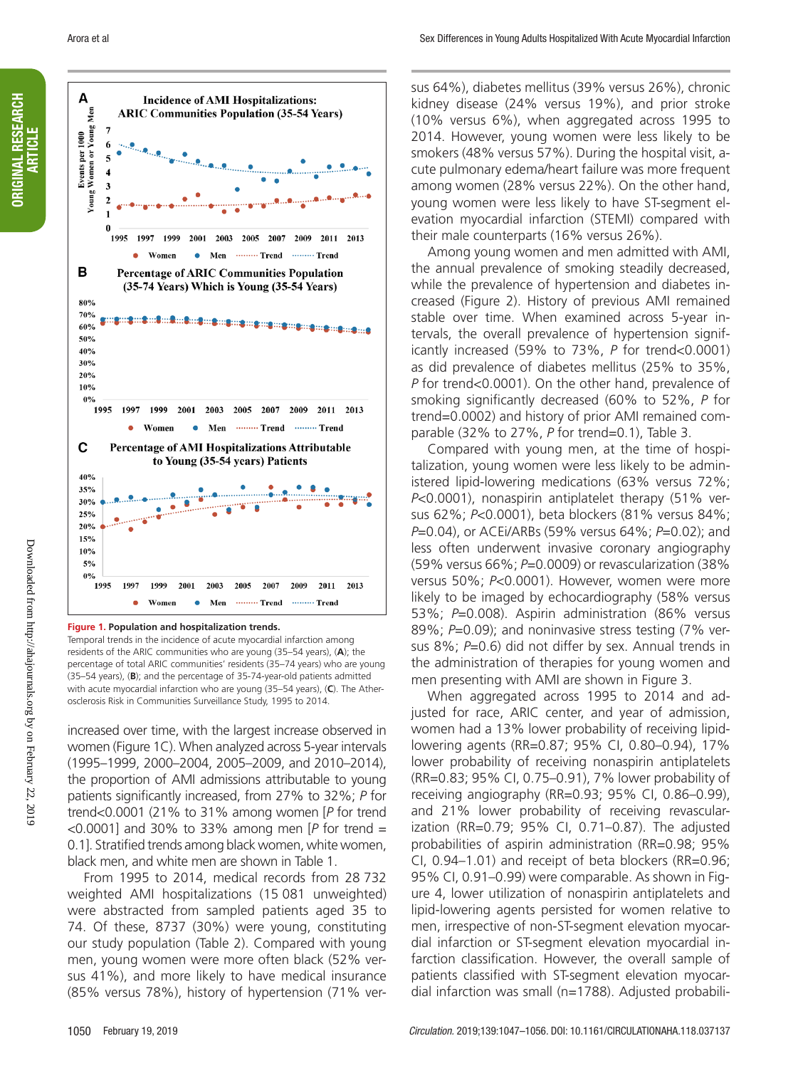**Figure 1. Population and hospitalization trends.**

Temporal trends in the incidence of acute myocardial infarction among residents of the ARIC communities who are young (35–54 years), (**A**); the percentage of total ARIC communities' residents (35–74 years) who are young (35–54 years), (**B**); and the percentage of 35-74-year-old patients admitted with acute myocardial infarction who are young (35–54 years), (**C**). The Atherosclerosis Risk in Communities Surveillance Study, 1995 to 2014.

increased over time, with the largest increase observed in women (Figure 1C). When analyzed across 5-year intervals (1995–1999, 2000–2004, 2005–2009, and 2010–2014), the proportion of AMI admissions attributable to young patients significantly increased, from 27% to 32%; *P* for trend<0.0001 (21% to 31% among women [*P* for trend <0.0001] and 30% to 33% among men [*P* for trend = 0.1]. Stratified trends among black women, white women, black men, and white men are shown in Table 1.

From 1995 to 2014, medical records from 28 732 weighted AMI hospitalizations (15 081 unweighted) were abstracted from sampled patients aged 35 to 74. Of these, 8737 (30%) were young, constituting our study population (Table 2). Compared with young men, young women were more often black (52% versus 41%), and more likely to have medical insurance (85% versus 78%), history of hypertension (71% versus 64%), diabetes mellitus (39% versus 26%), chronic kidney disease (24% versus 19%), and prior stroke (10% versus 6%), when aggregated across 1995 to 2014. However, young women were less likely to be smokers (48% versus 57%). During the hospital visit, acute pulmonary edema/heart failure was more frequent among women (28% versus 22%). On the other hand, young women were less likely to have ST-segment elevation myocardial infarction (STEMI) compared with their male counterparts (16% versus 26%).

Among young women and men admitted with AMI, the annual prevalence of smoking steadily decreased, while the prevalence of hypertension and diabetes increased (Figure 2). History of previous AMI remained stable over time. When examined across 5-year intervals, the overall prevalence of hypertension significantly increased (59% to 73%, *P* for trend<0.0001) as did prevalence of diabetes mellitus (25% to 35%, *P* for trend<0.0001). On the other hand, prevalence of smoking significantly decreased (60% to 52%, *P* for trend=0.0002) and history of prior AMI remained comparable (32% to 27%, *P* for trend=0.1), Table 3.

Compared with young men, at the time of hospitalization, young women were less likely to be administered lipid-lowering medications (63% versus 72%; *P*<0.0001), nonaspirin antiplatelet therapy (51% versus 62%; *P*<0.0001), beta blockers (81% versus 84%; *P*=0.04), or ACEi/ARBs (59% versus 64%; *P*=0.02); and less often underwent invasive coronary angiography (59% versus 66%; *P*=0.0009) or revascularization (38% versus 50%; *P*<0.0001). However, women were more likely to be imaged by echocardiography (58% versus 53%; *P*=0.008). Aspirin administration (86% versus 89%; *P*=0.09); and noninvasive stress testing (7% versus 8%; *P*=0.6) did not differ by sex. Annual trends in the administration of therapies for young women and men presenting with AMI are shown in Figure 3.

When aggregated across 1995 to 2014 and adjusted for race, ARIC center, and year of admission, women had a 13% lower probability of receiving lipid-lowering agents (RR=0.87; 95% CI, 0.80–0.94), 17% lower probability of receiving nonaspirin antiplatelets (RR=0.83; 95% CI, 0.75–0.91), 7% lower probability of receiving angiography (RR=0.93; 95% CI, 0.86–0.99), and 21% lower probability of receiving revascularization (RR=0.79; 95% CI, 0.71–0.87). The adjusted probabilities of aspirin administration (RR=0.98; 95% CI, 0.94–1.01) and receipt of beta blockers (RR=0.96; 95% CI, 0.91–0.99) were comparable. As shown in Figure 4, lower utilization of nonaspirin antiplatelets and lipid-lowering agents persisted for women relative to men, irrespective of non-ST-segment elevation myocardial infarction or ST-segment elevation myocardial infarction classification. However, the overall sample of patients classified with ST-segment elevation myocardial infarction was small (n=1788). Adjusted probabili-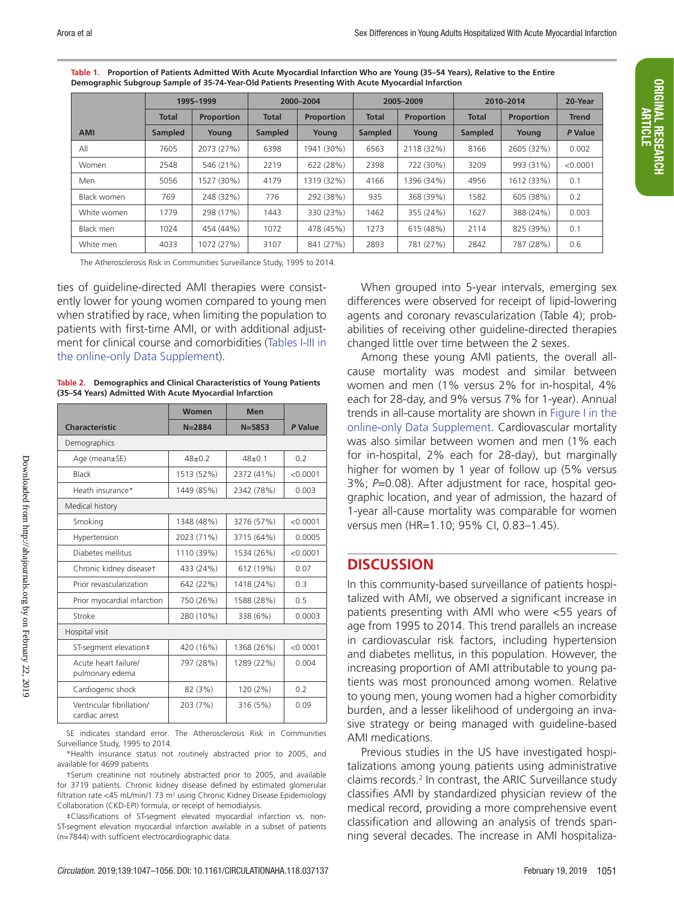**Table 1. Proportion of Patients Admitted With Acute Myocardial Infarction Who are Young (35–54 Years), Relative to the Entire Demographic Subgroup Sample of 35-74-Year-Old Patients Presenting With Acute Myocardial Infarction**

| AMI | 1995–1999 Total Sampled | 1995–1999 Proportion Young | 2000–2004 Total Sampled | 2000–2004 Proportion Young | 2005–2009 Total Sampled | 2005–2009 Proportion Young | 2010–2014 Total Sampled | 2010–2014 Proportion Young | 20-Year Trend P Value |
|---|---|---|---|---|---|---|---|---|---|
| All | 7605 | 2073 (27%) | 6398 | 1941 (30%) | 6563 | 2118 (32%) | 8166 | 2605 (32%) | 0.002 |
| Women | 2548 | 546 (21%) | 2219 | 622 (28%) | 2398 | 722 (30%) | 3209 | 993 (31%) | <0.0001 |
| Men | 5056 | 1527 (30%) | 4179 | 1319 (32%) | 4166 | 1396 (34%) | 4956 | 1612 (33%) | 0.1 |
| Black women | 769 | 248 (32%) | 776 | 292 (38%) | 935 | 368 (39%) | 1582 | 605 (38%) | 0.2 |
| White women | 1779 | 298 (17%) | 1443 | 330 (23%) | 1462 | 355 (24%) | 1627 | 388 (24%) | 0.003 |
| Black men | 1024 | 454 (44%) | 1072 | 478 (45%) | 1273 | 615 (48%) | 2114 | 825 (39%) | 0.1 |
| White men | 4033 | 1072 (27%) | 3107 | 841 (27%) | 2893 | 781 (27%) | 2842 | 787 (28%) | 0.6 |

The Atherosclerosis Risk in Communities Surveillance Study, 1995 to 2014.

ties of guideline-directed AMI therapies were consistently lower for young women compared to young men when stratified by race, when limiting the population to patients with first-time AMI, or with additional adjustment for clinical course and comorbidities (Tables I-III in the online-only Data Supplement).

**Table 2. Demographics and Clinical Characteristics of Young Patients (35–54 Years) Admitted With Acute Myocardial Infarction**

| Characteristic | Women N=2884 | Men N=5853 | P Value |
|---|---|---|---|
| **Demographics** | | | |
| Age (mean±SE) | 48±0.2 | 48±0.1 | 0.2 |
| Black | 1513 (52%) | 2372 (41%) | <0.0001 |
| Heath insurance* | 1449 (85%) | 2342 (78%) | 0.003 |
| **Medical history** | | | |
| Smoking | 1348 (48%) | 3276 (57%) | <0.0001 |
| Hypertension | 2023 (71%) | 3715 (64%) | 0.0005 |
| Diabetes mellitus | 1110 (39%) | 1534 (26%) | <0.0001 |
| Chronic kidney disease† | 433 (24%) | 612 (19%) | 0.07 |
| Prior revascularization | 642 (22%) | 1418 (24%) | 0.3 |
| Prior myocardial infarction | 750 (26%) | 1588 (28%) | 0.5 |
| Stroke | 280 (10%) | 338 (6%) | 0.0003 |
| **Hospital visit** | | | |
| ST-segment elevation‡ | 420 (16%) | 1368 (26%) | <0.0001 |
| Acute heart failure/ pulmonary edema | 797 (28%) | 1289 (22%) | 0.004 |
| Cardiogenic shock | 82 (3%) | 120 (2%) | 0.2 |
| Ventricular fibrillation/ cardiac arrest | 203 (7%) | 316 (5%) | 0.09 |

SE indicates standard error. The Atherosclerosis Risk in Communities Surveillance Study, 1995 to 2014.

*Health insurance status not routinely abstracted prior to 2005, and available for 4699 patients

†Serum creatinine not routinely abstracted prior to 2005, and available for 3719 patients. Chronic kidney disease defined by estimated glomerular filtration rate <45 mL/min/1.73 $m^2$ using Chronic Kidney Disease Epidemiology Collaboration (CKD-EPI) formula, or receipt of hemodialysis.

‡Classifications of ST-segment elevated myocardial infarction vs. non-ST-segment elevation myocardial infarction available in a subset of patients (n=7844) with sufficient electrocardiographic data.

When grouped into 5-year intervals, emerging sex differences were observed for receipt of lipid-lowering agents and coronary revascularization (Table 4); probabilities of receiving other guideline-directed therapies changed little over time between the 2 sexes.

Among these young AMI patients, the overall all-cause mortality was modest and similar between women and men (1% versus 2% for in-hospital, 4% each for 28-day, and 9% versus 7% for 1-year). Annual trends in all-cause mortality are shown in Figure I in the online-only Data Supplement. Cardiovascular mortality was also similar between women and men (1% each for in-hospital, 2% each for 28-day), but marginally higher for women by 1 year of follow up (5% versus 3%; $P$=0.08). After adjustment for race, hospital geographic location, and year of admission, the hazard of 1-year all-cause mortality was comparable for women versus men (HR=1.10; 95% CI, 0.83–1.45).

## DISCUSSION

In this community-based surveillance of patients hospitalized with AMI, we observed a significant increase in patients presenting with AMI who were <55 years of age from 1995 to 2014. This trend parallels an increase in cardiovascular risk factors, including hypertension and diabetes mellitus, in this population. However, the increasing proportion of AMI attributable to young patients was most pronounced among women. Relative to young men, young women had a higher comorbidity burden, and a lesser likelihood of undergoing an invasive strategy or being managed with guideline-based AMI medications.

Previous studies in the US have investigated hospitalizations among young patients using administrative claims records.[2] In contrast, the ARIC Surveillance study classifies AMI by standardized physician review of the medical record, providing a more comprehensive event classification and allowing an analysis of trends spanning several decades. The increase in AMI hospitaliza-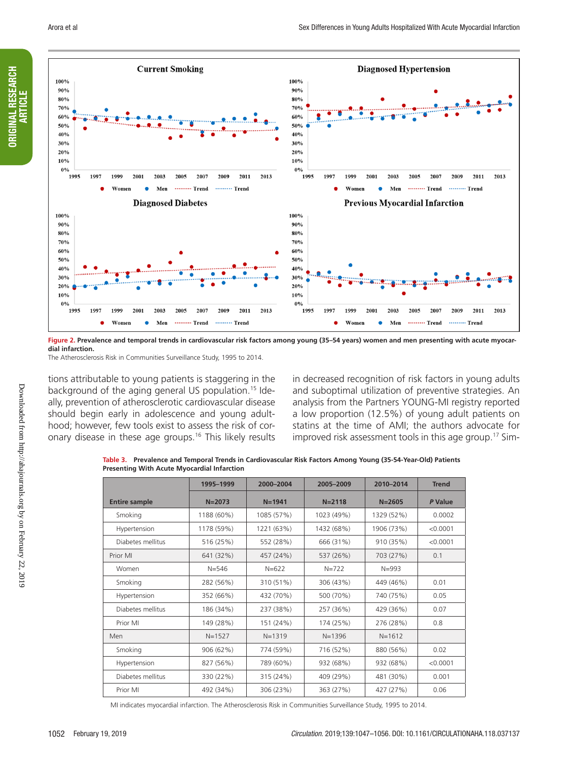Figure 2. Prevalence and temporal trends in cardiovascular risk factors among young (35–54 years) women and men presenting with acute myocardial infarction.

The Atherosclerosis Risk in Communities Surveillance Study, 1995 to 2014.

tions attributable to young patients is staggering in the background of the aging general US population.[15] Ideally, prevention of atherosclerotic cardiovascular disease should begin early in adolescence and young adulthood; however, few tools exist to assess the risk of coronary disease in these age groups.[16] This likely results in decreased recognition of risk factors in young adults and suboptimal utilization of preventive strategies. An analysis from the Partners YOUNG-MI registry reported a low proportion (12.5%) of young adult patients on statins at the time of AMI; the authors advocate for improved risk assessment tools in this age group.[17] Sim-

Table 3. Prevalence and Temporal Trends in Cardiovascular Risk Factors Among Young (35-54-Year-Old) Patients Presenting With Acute Myocardial Infarction

| | 1995–1999 | 2000–2004 | 2005–2009 | 2010–2014 | Trend |
|---|---|---|---|---|---|
| Entire sample | N=2073 | N=1941 | N=2118 | N=2605 | *P* Value |
| Smoking | 1188 (60%) | 1085 (57%) | 1023 (49%) | 1329 (52%) | 0.0002 |
| Hypertension | 1178 (59%) | 1221 (63%) | 1432 (68%) | 1906 (73%) | <0.0001 |
| Diabetes mellitus | 516 (25%) | 552 (28%) | 666 (31%) | 910 (35%) | <0.0001 |
| Prior MI | 641 (32%) | 457 (24%) | 537 (26%) | 703 (27%) | 0.1 |
| Women | N=546 | N=622 | N=722 | N=993 | |
| Smoking | 282 (56%) | 310 (51%) | 306 (43%) | 449 (46%) | 0.01 |
| Hypertension | 352 (66%) | 432 (70%) | 500 (70%) | 740 (75%) | 0.05 |
| Diabetes mellitus | 186 (34%) | 237 (38%) | 257 (36%) | 429 (36%) | 0.07 |
| Prior MI | 149 (28%) | 151 (24%) | 174 (25%) | 276 (28%) | 0.8 |
| Men | N=1527 | N=1319 | N=1396 | N=1612 | |
| Smoking | 906 (62%) | 774 (59%) | 716 (52%) | 880 (56%) | 0.02 |
| Hypertension | 827 (56%) | 789 (60%) | 932 (68%) | 932 (68%) | <0.0001 |
| Diabetes mellitus | 330 (22%) | 315 (24%) | 409 (29%) | 481 (30%) | 0.001 |
| Prior MI | 492 (34%) | 306 (23%) | 363 (27%) | 427 (27%) | 0.06 |

MI indicates myocardial infarction. The Atherosclerosis Risk in Communities Surveillance Study, 1995 to 2014.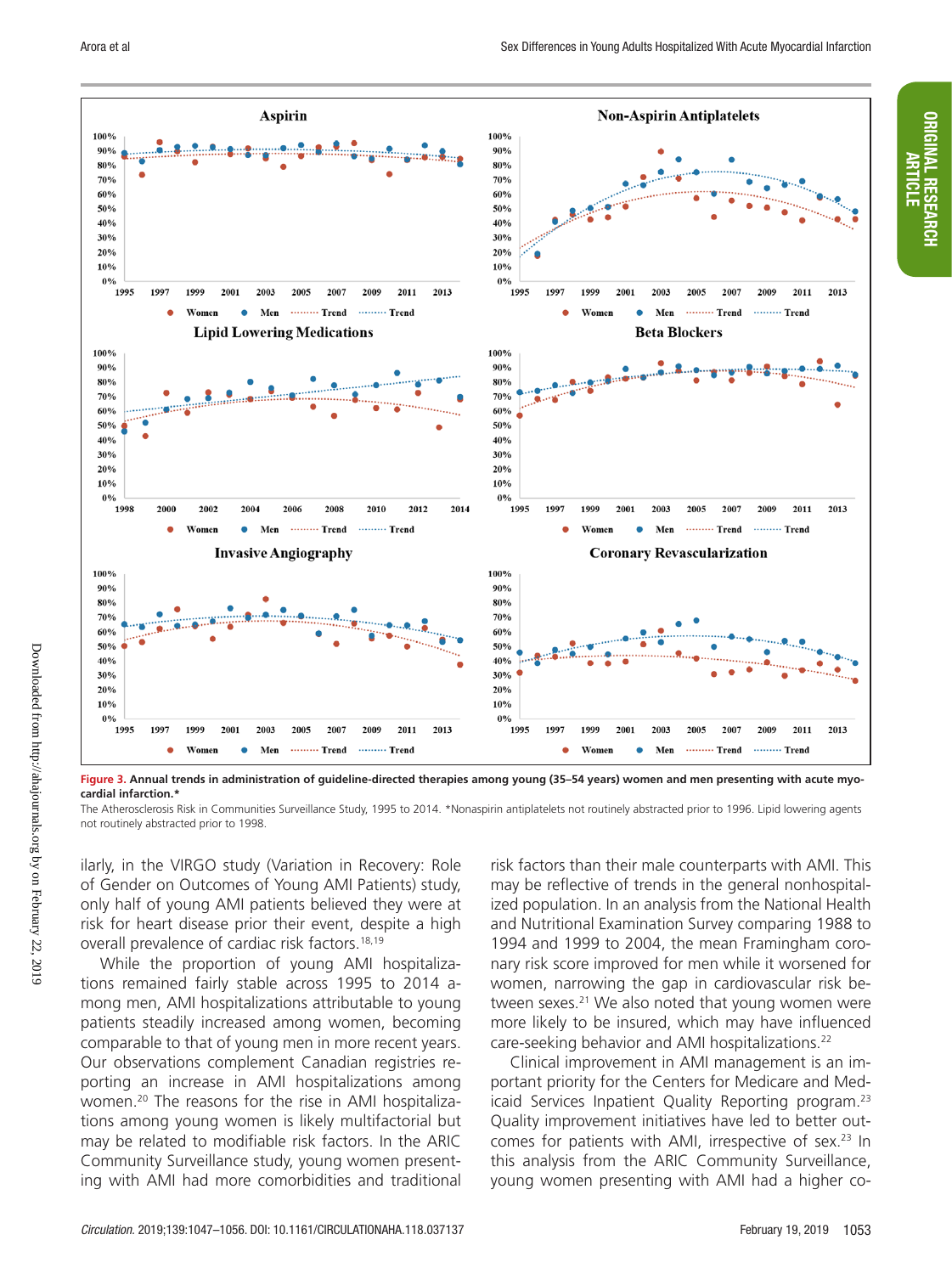**Figure 3. Annual trends in administration of guideline-directed therapies among young (35–54 years) women and men presenting with acute myocardial infarction.***

The Atherosclerosis Risk in Communities Surveillance Study, 1995 to 2014. *Nonaspirin antiplatelets not routinely abstracted prior to 1996. Lipid lowering agents not routinely abstracted prior to 1998.

ilarly, in the VIRGO study (Variation in Recovery: Role of Gender on Outcomes of Young AMI Patients) study, only half of young AMI patients believed they were at risk for heart disease prior their event, despite a high overall prevalence of cardiac risk factors.[18,19]

While the proportion of young AMI hospitalizations remained fairly stable across 1995 to 2014 among men, AMI hospitalizations attributable to young patients steadily increased among women, becoming comparable to that of young men in more recent years. Our observations complement Canadian registries reporting an increase in AMI hospitalizations among women.[20] The reasons for the rise in AMI hospitalizations among young women is likely multifactorial but may be related to modifiable risk factors. In the ARIC Community Surveillance study, young women presenting with AMI had more comorbidities and traditional risk factors than their male counterparts with AMI. This may be reflective of trends in the general nonhospitalized population. In an analysis from the National Health and Nutritional Examination Survey comparing 1988 to 1994 and 1999 to 2004, the mean Framingham coronary risk score improved for men while it worsened for women, narrowing the gap in cardiovascular risk between sexes.[21] We also noted that young women were more likely to be insured, which may have influenced care-seeking behavior and AMI hospitalizations.[22]

Clinical improvement in AMI management is an important priority for the Centers for Medicare and Medicaid Services Inpatient Quality Reporting program.[23] Quality improvement initiatives have led to better outcomes for patients with AMI, irrespective of sex.[23] In this analysis from the ARIC Community Surveillance, young women presenting with AMI had a higher co-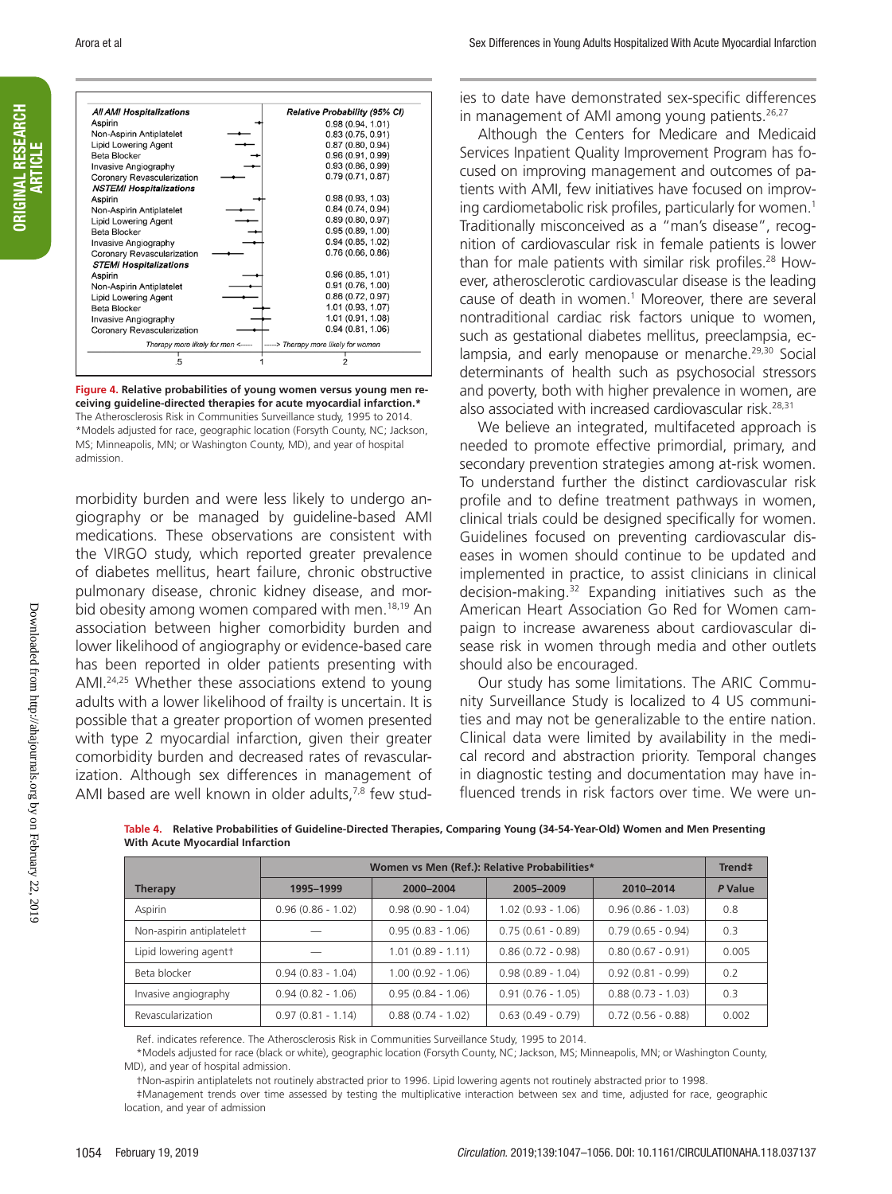| All AMI Hospitalizations | Relative Probability (95% CI) |
|---|---|
| Aspirin | 0.98 (0.94, 1.01) |
| Non-Aspirin Antiplatelet | 0.83 (0.75, 0.91) |
| Lipid Lowering Agent | 0.87 (0.80, 0.94) |
| Beta Blocker | 0.96 (0.91, 0.99) |
| Invasive Angiography | 0.93 (0.86, 0.99) |
| Coronary Revascularization | 0.79 (0.71, 0.87) |
| **NSTEMI Hospitalizations** | |
| Aspirin | 0.98 (0.93, 1.03) |
| Non-Aspirin Antiplatelet | 0.84 (0.74, 0.94) |
| Lipid Lowering Agent | 0.89 (0.80, 0.97) |
| Beta Blocker | 0.95 (0.89, 1.00) |
| Invasive Angiography | 0.94 (0.85, 1.02) |
| Coronary Revascularization | 0.76 (0.66, 0.86) |
| **STEMI Hospitalizations** | |
| Aspirin | 0.96 (0.85, 1.01) |
| Non-Aspirin Antiplatelet | 0.91 (0.76, 1.00) |
| Lipid Lowering Agent | 0.86 (0.72, 0.97) |
| Beta Blocker | 1.01 (0.93, 1.07) |
| Invasive Angiography | 1.01 (0.91, 1.08) |
| Coronary Revascularization | 0.94 (0.81, 1.06) |

Therapy more likely for men <----- -----> Therapy more likely for women

.5 1 2

**Figure 4. Relative probabilities of young women versus young men receiving guideline-directed therapies for acute myocardial infarction.***
The Atherosclerosis Risk in Communities Surveillance study, 1995 to 2014.
*Models adjusted for race, geographic location (Forsyth County, NC; Jackson, MS; Minneapolis, MN; or Washington County, MD), and year of hospital admission.

morbidity burden and were less likely to undergo angiography or be managed by guideline-based AMI medications. These observations are consistent with the VIRGO study, which reported greater prevalence of diabetes mellitus, heart failure, chronic obstructive pulmonary disease, chronic kidney disease, and morbid obesity among women compared with men.[18,19] An association between higher comorbidity burden and lower likelihood of angiography or evidence-based care has been reported in older patients presenting with AMI.[24,25] Whether these associations extend to young adults with a lower likelihood of frailty is uncertain. It is possible that a greater proportion of women presented with type 2 myocardial infarction, given their greater comorbidity burden and decreased rates of revascularization. Although sex differences in management of AMI based are well known in older adults,[7,8] few studies to date have demonstrated sex-specific differences in management of AMI among young patients.[26,27]

Although the Centers for Medicare and Medicaid Services Inpatient Quality Improvement Program has focused on improving management and outcomes of patients with AMI, few initiatives have focused on improving cardiometabolic risk profiles, particularly for women.[1] Traditionally misconceived as a "man's disease", recognition of cardiovascular risk in female patients is lower than for male patients with similar risk profiles.[28] However, atherosclerotic cardiovascular disease is the leading cause of death in women.[1] Moreover, there are several nontraditional cardiac risk factors unique to women, such as gestational diabetes mellitus, preeclampsia, eclampsia, and early menopause or menarche.[29,30] Social determinants of health such as psychosocial stressors and poverty, both with higher prevalence in women, are also associated with increased cardiovascular risk.[28,31]

We believe an integrated, multifaceted approach is needed to promote effective primordial, primary, and secondary prevention strategies among at-risk women. To understand further the distinct cardiovascular risk profile and to define treatment pathways in women, clinical trials could be designed specifically for women. Guidelines focused on preventing cardiovascular diseases in women should continue to be updated and implemented in practice, to assist clinicians in clinical decision-making.[32] Expanding initiatives such as the American Heart Association Go Red for Women campaign to increase awareness about cardiovascular disease risk in women through media and other outlets should also be encouraged.

Our study has some limitations. The ARIC Community Surveillance Study is localized to 4 US communities and may not be generalizable to the entire nation. Clinical data were limited by availability in the medical record and abstraction priority. Temporal changes in diagnostic testing and documentation may have influenced trends in risk factors over time. We were un-

**Table 4. Relative Probabilities of Guideline-Directed Therapies, Comparing Young (34-54-Year-Old) Women and Men Presenting With Acute Myocardial Infarction**

| | Women vs Men (Ref.): Relative Probabilities* | | | | Trend‡ |
|---|---|---|---|---|---|
| Therapy | 1995–1999 | 2000–2004 | 2005–2009 | 2010–2014 | P Value |
| Aspirin | 0.96 (0.86 - 1.02) | 0.98 (0.90 - 1.04) | 1.02 (0.93 - 1.06) | 0.96 (0.86 - 1.03) | 0.8 |
| Non-aspirin antiplatelet† | — | 0.95 (0.83 - 1.06) | 0.75 (0.61 - 0.89) | 0.79 (0.65 - 0.94) | 0.3 |
| Lipid lowering agent† | — | 1.01 (0.89 - 1.11) | 0.86 (0.72 - 0.98) | 0.80 (0.67 - 0.91) | 0.005 |
| Beta blocker | 0.94 (0.83 - 1.04) | 1.00 (0.92 - 1.06) | 0.98 (0.89 - 1.04) | 0.92 (0.81 - 0.99) | 0.2 |
| Invasive angiography | 0.94 (0.82 - 1.06) | 0.95 (0.84 - 1.06) | 0.91 (0.76 - 1.05) | 0.88 (0.73 - 1.03) | 0.3 |
| Revascularization | 0.97 (0.81 - 1.14) | 0.88 (0.74 - 1.02) | 0.63 (0.49 - 0.79) | 0.72 (0.56 - 0.88) | 0.002 |

Ref. indicates reference. The Atherosclerosis Risk in Communities Surveillance Study, 1995 to 2014.

*Models adjusted for race (black or white), geographic location (Forsyth County, NC; Jackson, MS; Minneapolis, MN; or Washington County, MD), and year of hospital admission.

†Non-aspirin antiplatelets not routinely abstracted prior to 1996. Lipid lowering agents not routinely abstracted prior to 1998.

‡Management trends over time assessed by testing the multiplicative interaction between sex and time, adjusted for race, geographic location, and year of admission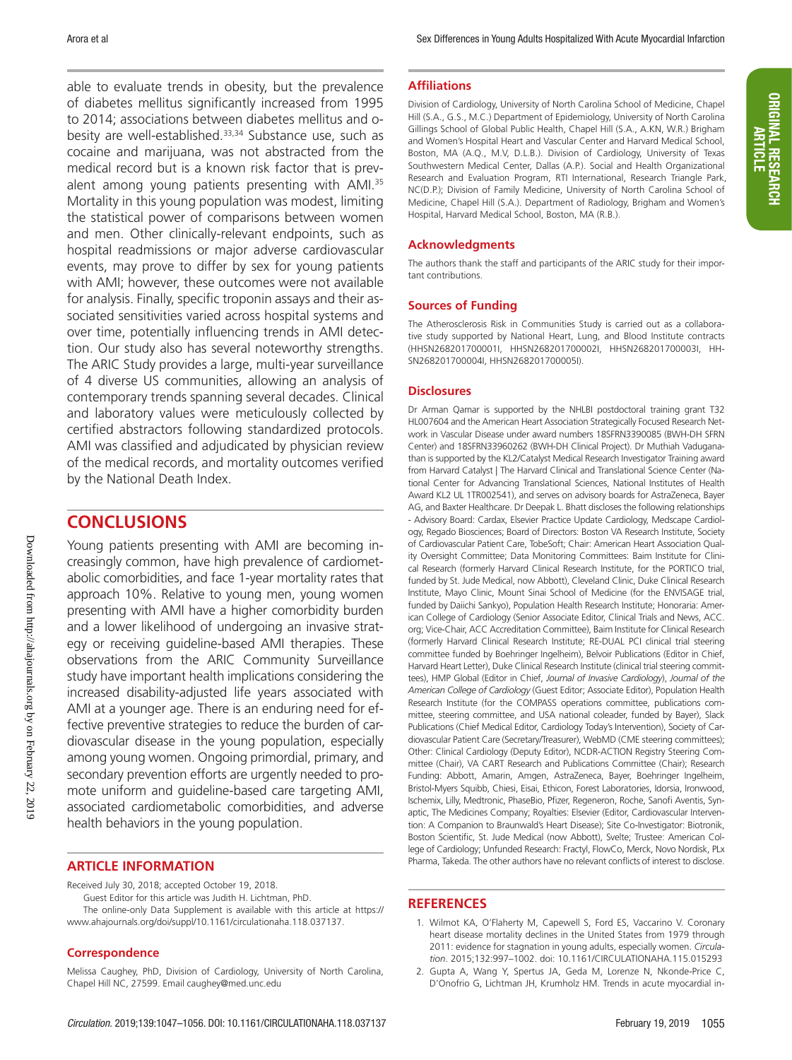able to evaluate trends in obesity, but the prevalence of diabetes mellitus significantly increased from 1995 to 2014; associations between diabetes mellitus and obesity are well-established.[33,34] Substance use, such as cocaine and marijuana, was not abstracted from the medical record but is a known risk factor that is prevalent among young patients presenting with AMI.[35] Mortality in this young population was modest, limiting the statistical power of comparisons between women and men. Other clinically-relevant endpoints, such as hospital readmissions or major adverse cardiovascular events, may prove to differ by sex for young patients with AMI; however, these outcomes were not available for analysis. Finally, specific troponin assays and their associated sensitivities varied across hospital systems and over time, potentially influencing trends in AMI detection. Our study also has several noteworthy strengths. The ARIC Study provides a large, multi-year surveillance of 4 diverse US communities, allowing an analysis of contemporary trends spanning several decades. Clinical and laboratory values were meticulously collected by certified abstractors following standardized protocols. AMI was classified and adjudicated by physician review of the medical records, and mortality outcomes verified by the National Death Index.

## CONCLUSIONS

Young patients presenting with AMI are becoming increasingly common, have high prevalence of cardiometabolic comorbidities, and face 1-year mortality rates that approach 10%. Relative to young men, young women presenting with AMI have a higher comorbidity burden and a lower likelihood of undergoing an invasive strategy or receiving guideline-based AMI therapies. These observations from the ARIC Community Surveillance study have important health implications considering the increased disability-adjusted life years associated with AMI at a younger age. There is an enduring need for effective preventive strategies to reduce the burden of cardiovascular disease in the young population, especially among young women. Ongoing primordial, primary, and secondary prevention efforts are urgently needed to promote uniform and guideline-based care targeting AMI, associated cardiometabolic comorbidities, and adverse health behaviors in the young population.

## ARTICLE INFORMATION

Received July 30, 2018; accepted October 19, 2018.

Guest Editor for this article was Judith H. Lichtman, PhD.

The online-only Data Supplement is available with this article at https://www.ahajournals.org/doi/suppl/10.1161/circulationaha.118.037137.

### Correspondence

Melissa Caughey, PhD, Division of Cardiology, University of North Carolina, Chapel Hill NC, 27599. Email caughey@med.unc.edu

### Affiliations

Division of Cardiology, University of North Carolina School of Medicine, Chapel Hill (S.A., G.S., M.C.) Department of Epidemiology, University of North Carolina Gillings School of Global Public Health, Chapel Hill (S.A., A.KN, W.R.) Brigham and Women's Hospital Heart and Vascular Center and Harvard Medical School, Boston, MA (A.Q., M.V, D.L.B.). Division of Cardiology, University of Texas Southwestern Medical Center, Dallas (A.P.). Social and Health Organizational Research and Evaluation Program, RTI International, Research Triangle Park, NC(D.P.); Division of Family Medicine, University of North Carolina School of Medicine, Chapel Hill (S.A.). Department of Radiology, Brigham and Women's Hospital, Harvard Medical School, Boston, MA (R.B.).

### Acknowledgments

The authors thank the staff and participants of the ARIC study for their important contributions.

### Sources of Funding

The Atherosclerosis Risk in Communities Study is carried out as a collaborative study supported by National Heart, Lung, and Blood Institute contracts (HHSN268201700001I, HHSN268201700002I, HHSN268201700003I, HHSN268201700004I, HHSN268201700005I).

### Disclosures

Dr Arman Qamar is supported by the NHLBI postdoctoral training grant T32 HL007604 and the American Heart Association Strategically Focused Research Network in Vascular Disease under award numbers 18SFRN3390085 (BWH-DH SFRN Center) and 18SFRN33960262 (BWH-DH Clinical Project). Dr Muthiah Vaduganathan is supported by the KL2/Catalyst Medical Research Investigator Training award from Harvard Catalyst | The Harvard Clinical and Translational Science Center (National Center for Advancing Translational Sciences, National Institutes of Health Award KL2 UL 1TR002541), and serves on advisory boards for AstraZeneca, Bayer AG, and Baxter Healthcare. Dr Deepak L. Bhatt discloses the following relationships - Advisory Board: Cardax, Elsevier Practice Update Cardiology, Medscape Cardiology, Regado Biosciences; Board of Directors: Boston VA Research Institute, Society of Cardiovascular Patient Care, TobeSoft; Chair: American Heart Association Quality Oversight Committee; Data Monitoring Committees: Baim Institute for Clinical Research (formerly Harvard Clinical Research Institute, for the PORTICO trial, funded by St. Jude Medical, now Abbott), Cleveland Clinic, Duke Clinical Research Institute, Mayo Clinic, Mount Sinai School of Medicine (for the ENVISAGE trial, funded by Daiichi Sankyo), Population Health Research Institute; Honoraria: American College of Cardiology (Senior Associate Editor, Clinical Trials and News, ACC.org; Vice-Chair, ACC Accreditation Committee), Baim Institute for Clinical Research (formerly Harvard Clinical Research Institute; RE-DUAL PCI clinical trial steering committee funded by Boehringer Ingelheim), Belvoir Publications (Editor in Chief, Harvard Heart Letter), Duke Clinical Research Institute (clinical trial steering committees), HMP Global (Editor in Chief, *Journal of Invasive Cardiology), Journal of the American College of Cardiology* (Guest Editor; Associate Editor), Population Health Research Institute (for the COMPASS operations committee, publications committee, steering committee, and USA national coleader, funded by Bayer), Slack Publications (Chief Medical Editor, Cardiology Today's Intervention), Society of Cardiovascular Patient Care (Secretary/Treasurer), WebMD (CME steering committees); Other: Clinical Cardiology (Deputy Editor), NCDR-ACTION Registry Steering Committee (Chair), VA CART Research and Publications Committee (Chair); Research Funding: Abbott, Amarin, Amgen, AstraZeneca, Bayer, Boehringer Ingelheim, Bristol-Myers Squibb, Chiesi, Eisai, Ethicon, Forest Laboratories, Idorsia, Ironwood, Ischemix, Lilly, Medtronic, PhaseBio, Pfizer, Regeneron, Roche, Sanofi Aventis, Synaptic, The Medicines Company; Royalties: Elsevier (Editor, Cardiovascular Intervention: A Companion to Braunwald's Heart Disease); Site Co-Investigator: Biotronik, Boston Scientific, St. Jude Medical (now Abbott), Svelte; Trustee: American College of Cardiology; Unfunded Research: Fractyl, FlowCo, Merck, Novo Nordisk, PLx Pharma, Takeda. The other authors have no relevant conflicts of interest to disclose.

## REFERENCES

1. Wilmot KA, O'Flaherty M, Capewell S, Ford ES, Vaccarino V. Coronary heart disease mortality declines in the United States from 1979 through 2011: evidence for stagnation in young adults, especially women. *Circulation*. 2015;132:997–1002. doi: 10.1161/CIRCULATIONAHA.115.015293
2. Gupta A, Wang Y, Spertus JA, Geda M, Lorenze N, Nkonde-Price C, D'Onofrio G, Lichtman JH, Krumholz HM. Trends in acute myocardial in-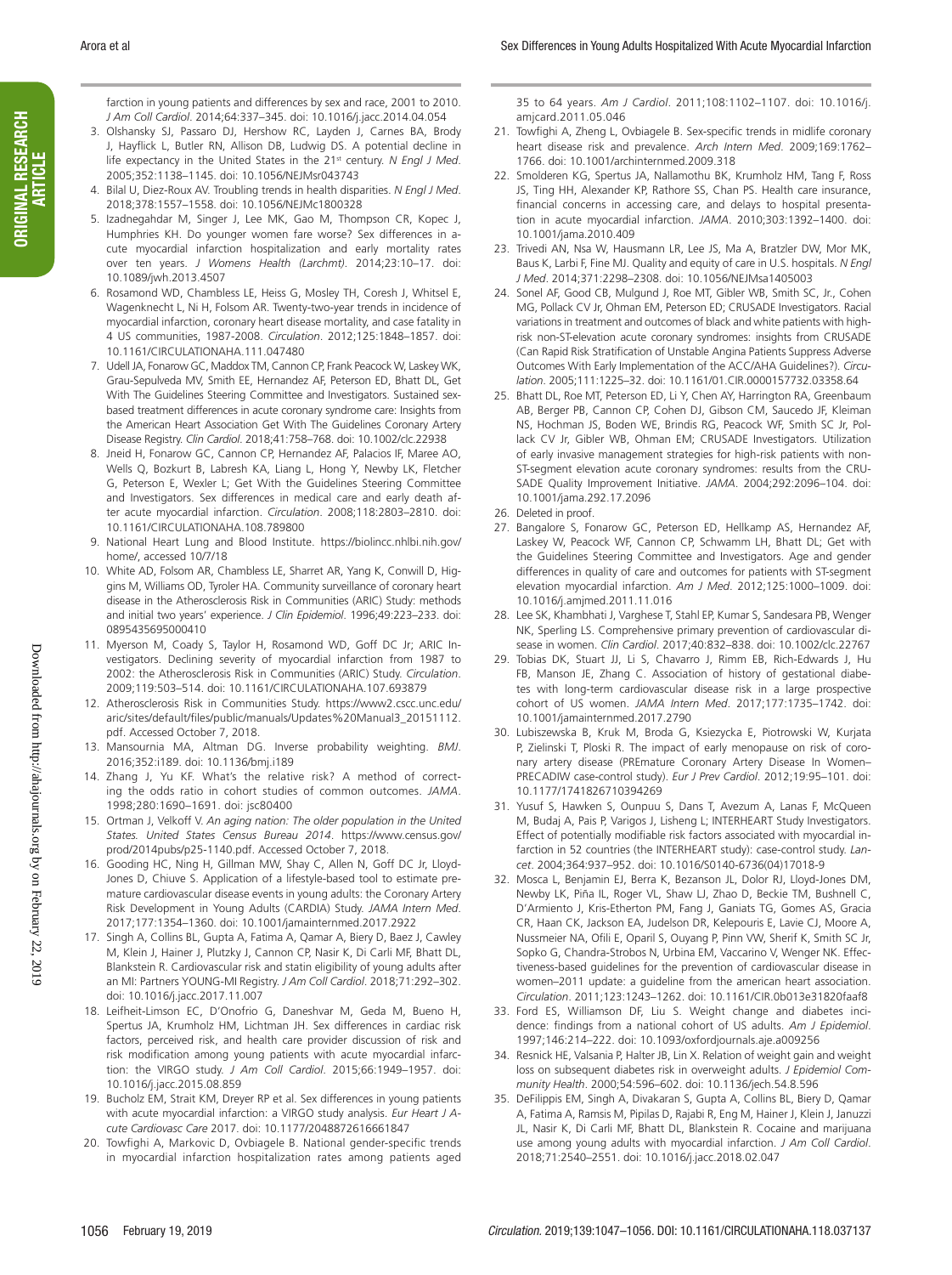farction in young patients and differences by sex and race, 2001 to 2010. *J Am Coll Cardiol*. 2014;64:337–345. doi: 10.1016/j.jacc.2014.04.054

3. Olshansky SJ, Passaro DJ, Hershow RC, Layden J, Carnes BA, Brody J, Hayflick L, Butler RN, Allison DB, Ludwig DS. A potential decline in life expectancy in the United States in the 21st century. *N Engl J Med*. 2005;352:1138–1145. doi: 10.1056/NEJMsr043743
4. Bilal U, Diez-Roux AV. Troubling trends in health disparities. *N Engl J Med*. 2018;378:1557–1558. doi: 10.1056/NEJMc1800328
5. Izadnegahdar M, Singer J, Lee MK, Gao M, Thompson CR, Kopec J, Humphries KH. Do younger women fare worse? Sex differences in acute myocardial infarction hospitalization and early mortality rates over ten years. *J Womens Health (Larchmt)*. 2014;23:10–17. doi: 10.1089/jwh.2013.4507
6. Rosamond WD, Chambless LE, Heiss G, Mosley TH, Coresh J, Whitsel E, Wagenknecht L, Ni H, Folsom AR. Twenty-two-year trends in incidence of myocardial infarction, coronary heart disease mortality, and case fatality in 4 US communities, 1987-2008. *Circulation*. 2012;125:1848–1857. doi: 10.1161/CIRCULATIONAHA.111.047480
7. Udell JA, Fonarow GC, Maddox TM, Cannon CP, Frank Peacock W, Laskey WK, Grau-Sepulveda MV, Smith EE, Hernandez AF, Peterson ED, Bhatt DL, Get With The Guidelines Steering Committee and Investigators. Sustained sex-based treatment differences in acute coronary syndrome care: Insights from the American Heart Association Get With The Guidelines Coronary Artery Disease Registry. *Clin Cardiol*. 2018;41:758–768. doi: 10.1002/clc.22938
8. Jneid H, Fonarow GC, Cannon CP, Hernandez AF, Palacios IF, Maree AO, Wells Q, Bozkurt B, Labresh KA, Liang L, Hong Y, Newby LK, Fletcher G, Peterson E, Wexler L; Get With the Guidelines Steering Committee and Investigators. Sex differences in medical care and early death after acute myocardial infarction. *Circulation*. 2008;118:2803–2810. doi: 10.1161/CIRCULATIONAHA.108.789800
9. National Heart Lung and Blood Institute. https://biolincc.nhlbi.nih.gov/home/, accessed 10/7/18
10. White AD, Folsom AR, Chambless LE, Sharret AR, Yang K, Conwill D, Higgins M, Williams OD, Tyroler HA. Community surveillance of coronary heart disease in the Atherosclerosis Risk in Communities (ARIC) Study: methods and initial two years' experience. *J Clin Epidemiol*. 1996;49:223–233. doi: 0895435695000410
11. Myerson M, Coady S, Taylor H, Rosamond WD, Goff DC Jr; ARIC Investigators. Declining severity of myocardial infarction from 1987 to 2002: the Atherosclerosis Risk in Communities (ARIC) Study. *Circulation*. 2009;119:503–514. doi: 10.1161/CIRCULATIONAHA.107.693879
12. Atherosclerosis Risk in Communities Study. https://www2.cscc.unc.edu/aric/sites/default/files/public/manuals/Updates%20Manual3_20151112.pdf. Accessed October 7, 2018.
13. Mansournia MA, Altman DG. Inverse probability weighting. *BMJ*. 2016;352:i189. doi: 10.1136/bmj.i189
14. Zhang J, Yu KF. What's the relative risk? A method of correcting the odds ratio in cohort studies of common outcomes. *JAMA*. 1998;280:1690–1691. doi: jsc80400
15. Ortman J, Velkoff V. *An aging nation: The older population in the United States. United States Census Bureau 2014*. https://www.census.gov/prod/2014pubs/p25-1140.pdf. Accessed October 7, 2018.
16. Gooding HC, Ning H, Gillman MW, Shay C, Allen N, Goff DC Jr, Lloyd-Jones D, Chiuve S. Application of a lifestyle-based tool to estimate premature cardiovascular disease events in young adults: the Coronary Artery Risk Development in Young Adults (CARDIA) Study. *JAMA Intern Med*. 2017;177:1354–1360. doi: 10.1001/jamainternmed.2017.2922
17. Singh A, Collins BL, Gupta A, Fatima A, Qamar A, Biery D, Baez J, Cawley M, Klein J, Hainer J, Plutzky J, Cannon CP, Nasir K, Di Carli MF, Bhatt DL, Blankstein R. Cardiovascular risk and statin eligibility of young adults after an MI: Partners YOUNG-MI Registry. *J Am Coll Cardiol*. 2018;71:292–302. doi: 10.1016/j.jacc.2017.11.007
18. Leifheit-Limson EC, D'Onofrio G, Daneshvar M, Geda M, Bueno H, Spertus JA, Krumholz HM, Lichtman JH. Sex differences in cardiac risk factors, perceived risk, and health care provider discussion of risk and risk modification among young patients with acute myocardial infarction: the VIRGO study. *J Am Coll Cardiol*. 2015;66:1949–1957. doi: 10.1016/j.jacc.2015.08.859
19. Bucholz EM, Strait KM, Dreyer RP et al. Sex differences in young patients with acute myocardial infarction: a VIRGO study analysis. *Eur Heart J Acute Cardiovasc Care* 2017. doi: 10.1177/2048872616661847
20. Towfighi A, Markovic D, Ovbiagele B. National gender-specific trends in myocardial infarction hospitalization rates among patients aged 35 to 64 years. *Am J Cardiol*. 2011;108:1102–1107. doi: 10.1016/j.amjcard.2011.05.046
21. Towfighi A, Zheng L, Ovbiagele B. Sex-specific trends in midlife coronary heart disease risk and prevalence. *Arch Intern Med*. 2009;169:1762–1766. doi: 10.1001/archinternmed.2009.318
22. Smolderen KG, Spertus JA, Nallamothu BK, Krumholz HM, Tang F, Ross JS, Ting HH, Alexander KP, Rathore SS, Chan PS. Health care insurance, financial concerns in accessing care, and delays to hospital presentation in acute myocardial infarction. *JAMA*. 2010;303:1392–1400. doi: 10.1001/jama.2010.409
23. Trivedi AN, Nsa W, Hausmann LR, Lee JS, Ma A, Bratzler DW, Mor MK, Baus K, Larbi F, Fine MJ. Quality and equity of care in U.S. hospitals. *N Engl J Med*. 2014;371:2298–2308. doi: 10.1056/NEJMsa1405003
24. Sonel AF, Good CB, Mulgund J, Roe MT, Gibler WB, Smith SC, Jr., Cohen MG, Pollack CV Jr, Ohman EM, Peterson ED; CRUSADE Investigators. Racial variations in treatment and outcomes of black and white patients with high-risk non-ST-elevation acute coronary syndromes: insights from CRUSADE (Can Rapid Risk Stratification of Unstable Angina Patients Suppress Adverse Outcomes With Early Implementation of the ACC/AHA Guidelines?). *Circulation*. 2005;111:1225–32. doi: 10.1161/01.CIR.0000157732.03358.64
25. Bhatt DL, Roe MT, Peterson ED, Li Y, Chen AY, Harrington RA, Greenbaum AB, Berger PB, Cannon CP, Cohen DJ, Gibson CM, Saucedo JF, Kleiman NS, Hochman JS, Boden WE, Brindis RG, Peacock WF, Smith SC Jr, Pollack CV Jr, Gibler WB, Ohman EM; CRUSADE Investigators. Utilization of early invasive management strategies for high-risk patients with non-ST-segment elevation acute coronary syndromes: results from the CRUSADE Quality Improvement Initiative. *JAMA*. 2004;292:2096–104. doi: 10.1001/jama.292.17.2096
26. Deleted in proof.
27. Bangalore S, Fonarow GC, Peterson ED, Hellkamp AS, Hernandez AF, Laskey W, Peacock WF, Cannon CP, Schwamm LH, Bhatt DL; Get with the Guidelines Steering Committee and Investigators. Age and gender differences in quality of care and outcomes for patients with ST-segment elevation myocardial infarction. *Am J Med*. 2012;125:1000–1009. doi: 10.1016/j.amjmed.2011.11.016
28. Lee SK, Khambhati J, Varghese T, Stahl EP, Kumar S, Sandesara PB, Wenger NK, Sperling LS. Comprehensive primary prevention of cardiovascular disease in women. *Clin Cardiol*. 2017;40:832–838. doi: 10.1002/clc.22767
29. Tobias DK, Stuart JJ, Li S, Chavarro J, Rimm EB, Rich-Edwards J, Hu FB, Manson JE, Zhang C. Association of history of gestational diabetes with long-term cardiovascular disease risk in a large prospective cohort of US women. *JAMA Intern Med*. 2017;177:1735–1742. doi: 10.1001/jamainternmed.2017.2790
30. Lubiszewska B, Kruk M, Broda G, Ksiezycka E, Piotrowski W, Kurjata P, Zielinski T, Ploski R. The impact of early menopause on risk of coronary artery disease (PREmature Coronary Artery Disease In Women–PRECADIW case-control study). *Eur J Prev Cardiol*. 2012;19:95–101. doi: 10.1177/1741826710394269
31. Yusuf S, Hawken S, Ounpuu S, Dans T, Avezum A, Lanas F, McQueen M, Budaj A, Pais P, Varigos J, Lisheng L; INTERHEART Study Investigators. Effect of potentially modifiable risk factors associated with myocardial infarction in 52 countries (the INTERHEART study): case-control study. *Lancet*. 2004;364:937–952. doi: 10.1016/S0140-6736(04)17018-9
32. Mosca L, Benjamin EJ, Berra K, Bezanson JL, Dolor RJ, Lloyd-Jones DM, Newby LK, Piña IL, Roger VL, Shaw LJ, Zhao D, Beckie TM, Bushnell C, D'Armiento J, Kris-Etherton PM, Fang J, Ganiats TG, Gomes AS, Gracia CR, Haan CK, Jackson EA, Judelson DR, Kelepouris E, Lavie CJ, Moore A, Nussmeier NA, Ofili E, Oparil S, Ouyang P, Pinn VW, Sherif K, Smith SC Jr, Sopko G, Chandra-Strobos N, Urbina EM, Vaccarino V, Wenger NK. Effectiveness-based guidelines for the prevention of cardiovascular disease in women–2011 update: a guideline from the american heart association. *Circulation*. 2011;123:1243–1262. doi: 10.1161/CIR.0b013e31820faaf8
33. Ford ES, Williamson DF, Liu S. Weight change and diabetes incidence: findings from a national cohort of US adults. *Am J Epidemiol*. 1997;146:214–222. doi: 10.1093/oxfordjournals.aje.a009256
34. Resnick HE, Valsania P, Halter JB, Lin X. Relation of weight gain and weight loss on subsequent diabetes risk in overweight adults. *J Epidemiol Community Health*. 2000;54:596–602. doi: 10.1136/jech.54.8.596
35. DeFilippis EM, Singh A, Divakaran S, Gupta A, Collins BL, Biery D, Qamar A, Fatima A, Ramsis M, Pipilas D, Rajabi R, Eng M, Hainer J, Klein J, Januzzi JL, Nasir K, Di Carli MF, Bhatt DL, Blankstein R. Cocaine and marijuana use among young adults with myocardial infarction. *J Am Coll Cardiol*. 2018;71:2540–2551. doi: 10.1016/j.jacc.2018.02.047